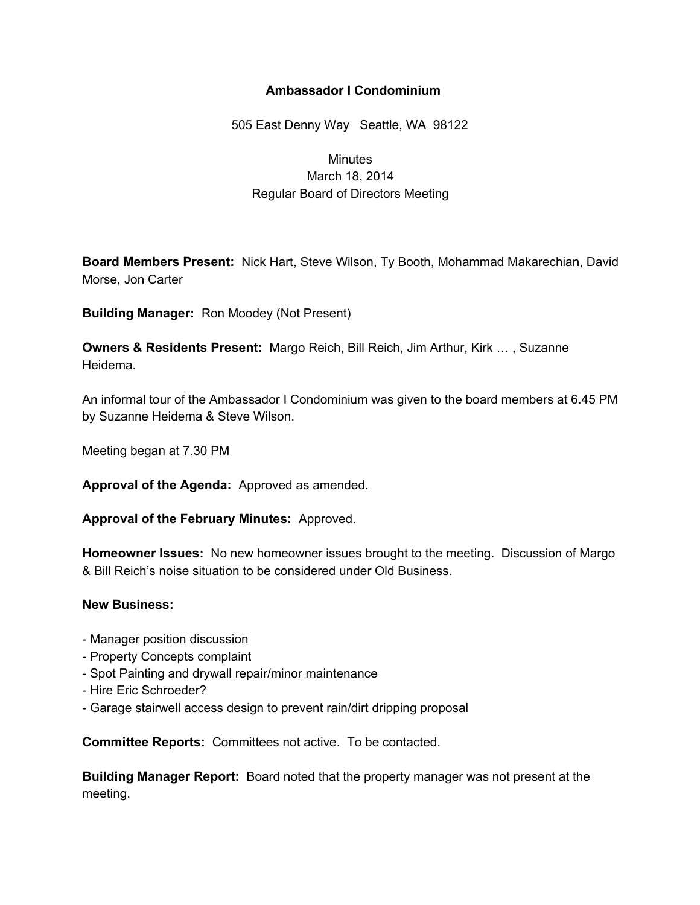**Ambassador I Condominium**

505 East Denny Way   Seattle, WA  98122

Minutes
March 18, 2014
Regular Board of Directors Meeting

**Board Members Present:** Nick Hart, Steve Wilson, Ty Booth, Mohammad Makarechian, David Morse, Jon Carter

**Building Manager:** Ron Moodey (Not Present)

**Owners & Residents Present:** Margo Reich, Bill Reich, Jim Arthur, Kirk … , Suzanne Heidema.

An informal tour of the Ambassador I Condominium was given to the board members at 6.45 PM by Suzanne Heidema & Steve Wilson.

Meeting began at 7.30 PM

**Approval of the Agenda:** Approved as amended.

**Approval of the February Minutes:** Approved.

**Homeowner Issues:** No new homeowner issues brought to the meeting. Discussion of Margo & Bill Reich's noise situation to be considered under Old Business.

**New Business:**

- Manager position discussion
- Property Concepts complaint
- Spot Painting and drywall repair/minor maintenance
- Hire Eric Schroeder?
- Garage stairwell access design to prevent rain/dirt dripping proposal

**Committee Reports:** Committees not active. To be contacted.

**Building Manager Report:** Board noted that the property manager was not present at the meeting.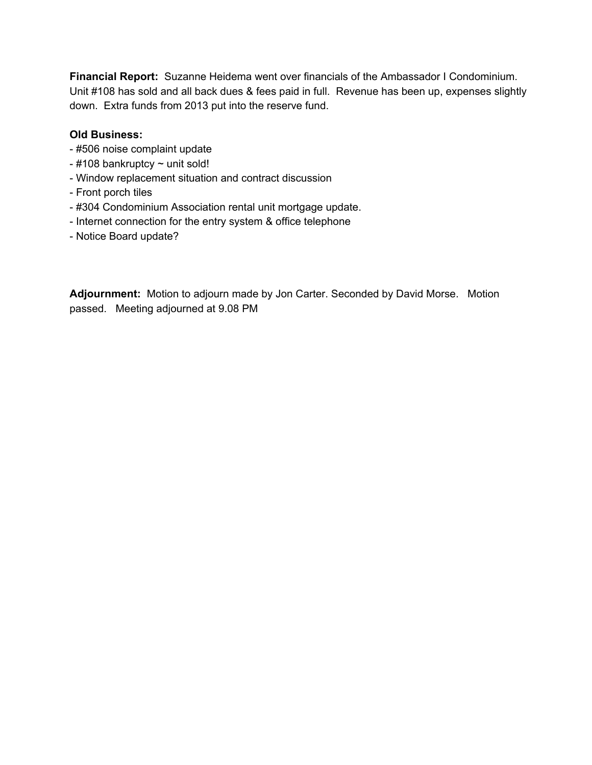**Financial Report:** Suzanne Heidema went over financials of the Ambassador I Condominium. Unit #108 has sold and all back dues & fees paid in full. Revenue has been up, expenses slightly down. Extra funds from 2013 put into the reserve fund.

**Old Business:**

- #506 noise complaint update
- #108 bankruptcy ~ unit sold!
- Window replacement situation and contract discussion
- Front porch tiles
- #304 Condominium Association rental unit mortgage update.
- Internet connection for the entry system & office telephone
- Notice Board update?

**Adjournment:** Motion to adjourn made by Jon Carter. Seconded by David Morse. Motion passed. Meeting adjourned at 9.08 PM